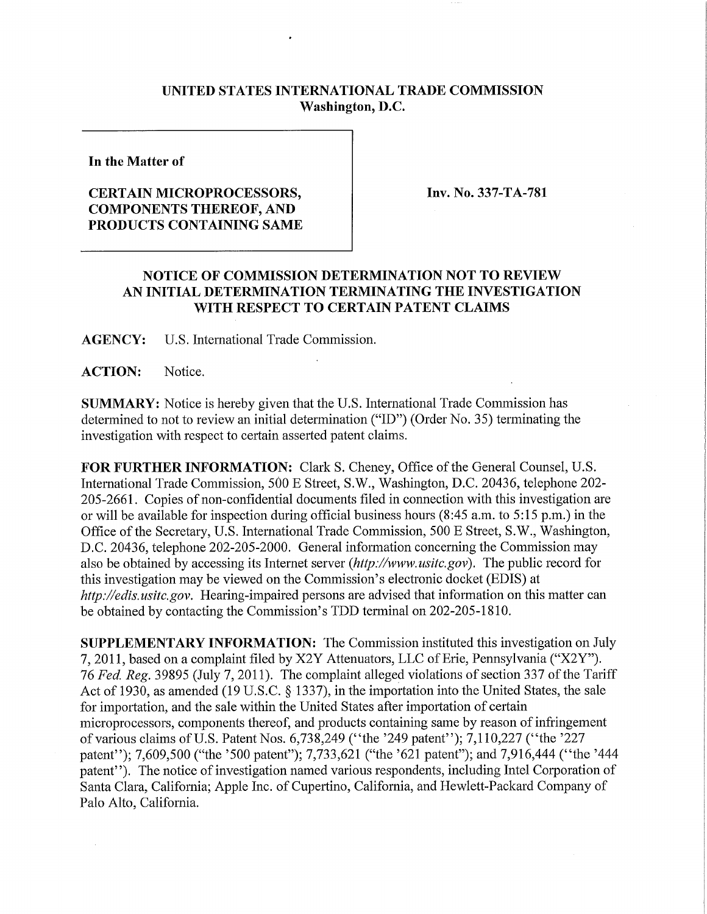# UNITED STATES INTERNATIONAL TRADE COMMISSION
## Washington, D.C.

**In the Matter of**

**CERTAIN MICROPROCESSORS, COMPONENTS THEREOF, AND PRODUCTS CONTAINING SAME**

**Inv. No. 337-TA-781**

## NOTICE OF COMMISSION DETERMINATION NOT TO REVIEW AN INITIAL DETERMINATION TERMINATING THE INVESTIGATION WITH RESPECT TO CERTAIN PATENT CLAIMS

**AGENCY:** U.S. International Trade Commission.

**ACTION:** Notice.

**SUMMARY:** Notice is hereby given that the U.S. International Trade Commission has determined to not to review an initial determination ("ID") (Order No. 35) terminating the investigation with respect to certain asserted patent claims.

**FOR FURTHER INFORMATION:** Clark S. Cheney, Office of the General Counsel, U.S. International Trade Commission, 500 E Street, S.W., Washington, D.C. 20436, telephone 202-205-2661. Copies of non-confidential documents filed in connection with this investigation are or will be available for inspection during official business hours (8:45 a.m. to 5:15 p.m.) in the Office of the Secretary, U.S. International Trade Commission, 500 E Street, S.W., Washington, D.C. 20436, telephone 202-205-2000. General information concerning the Commission may also be obtained by accessing its Internet server (*http://www.usitc.gov*). The public record for this investigation may be viewed on the Commission's electronic docket (EDIS) at *http://edis.usitc.gov*. Hearing-impaired persons are advised that information on this matter can be obtained by contacting the Commission's TDD terminal on 202-205-1810.

**SUPPLEMENTARY INFORMATION:** The Commission instituted this investigation on July 7, 2011, based on a complaint filed by X2Y Attenuators, LLC of Erie, Pennsylvania ("X2Y"). 76 *Fed. Reg.* 39895 (July 7, 2011). The complaint alleged violations of section 337 of the Tariff Act of 1930, as amended (19 U.S.C. § 1337), in the importation into the United States, the sale for importation, and the sale within the United States after importation of certain microprocessors, components thereof, and products containing same by reason of infringement of various claims of U.S. Patent Nos. 6,738,249 ("the '249 patent"); 7,110,227 ("the '227 patent"); 7,609,500 ("the '500 patent"); 7,733,621 ("the '621 patent"); and 7,916,444 ("the '444 patent"). The notice of investigation named various respondents, including Intel Corporation of Santa Clara, California; Apple Inc. of Cupertino, California, and Hewlett-Packard Company of Palo Alto, California.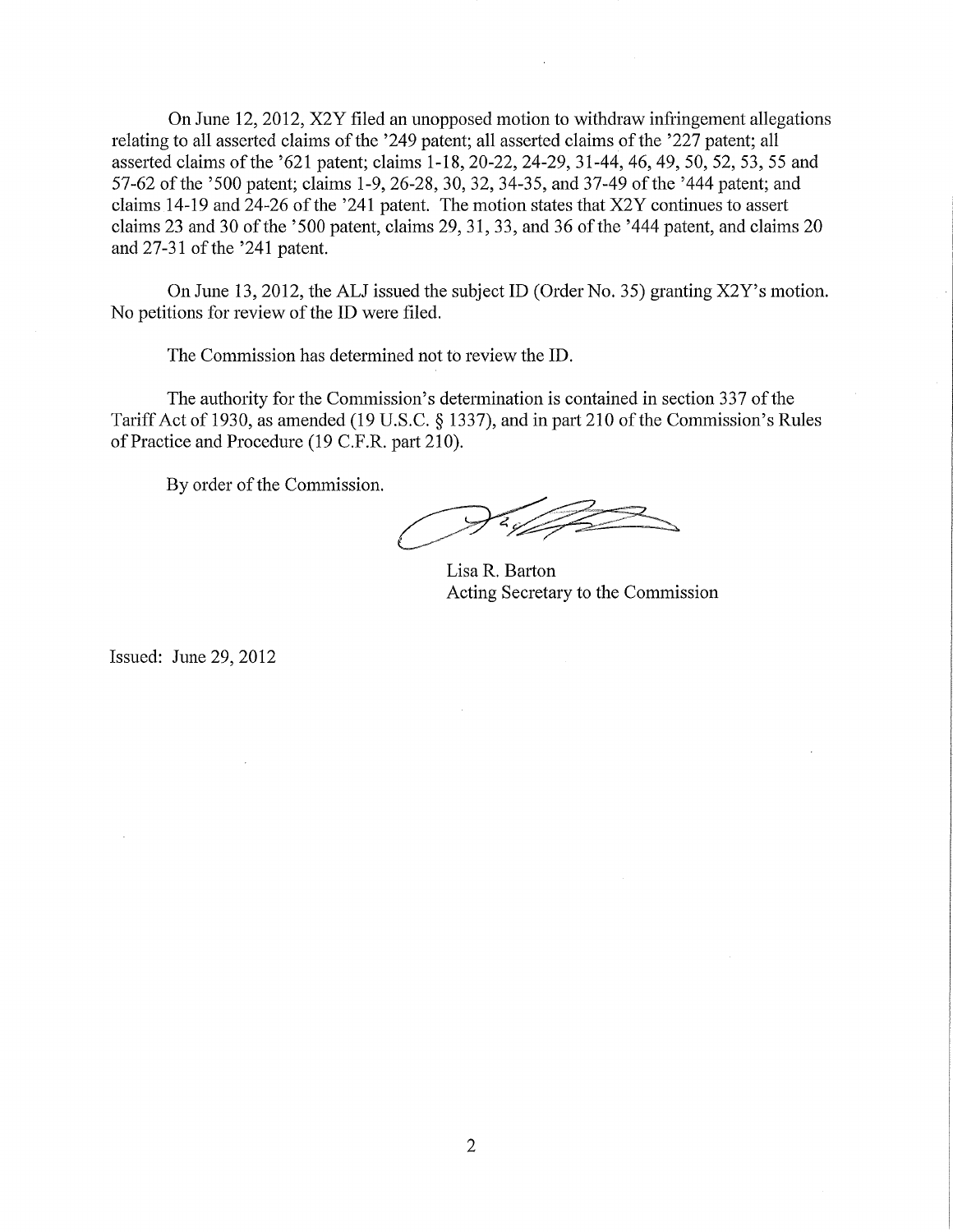On June 12, 2012, X2Y filed an unopposed motion to withdraw infringement allegations relating to all asserted claims of the '249 patent; all asserted claims of the '227 patent; all asserted claims of the '621 patent; claims 1-18, 20-22, 24-29, 31-44, 46, 49, 50, 52, 53, 55 and 57-62 of the '500 patent; claims 1-9, 26-28, 30, 32, 34-35, and 37-49 of the '444 patent; and claims 14-19 and 24-26 of the '241 patent. The motion states that X2Y continues to assert claims 23 and 30 of the '500 patent, claims 29, 31, 33, and 36 of the '444 patent, and claims 20 and 27-31 of the '241 patent.

On June 13, 2012, the ALJ issued the subject ID (Order No. 35) granting X2Y's motion. No petitions for review of the ID were filed.

The Commission has determined not to review the ID.

The authority for the Commission's determination is contained in section 337 of the Tariff Act of 1930, as amended (19 U.S.C. § 1337), and in part 210 of the Commission's Rules of Practice and Procedure (19 C.F.R. part 210).

By order of the Commission.

Lisa R. Barton
Acting Secretary to the Commission

Issued: June 29, 2012